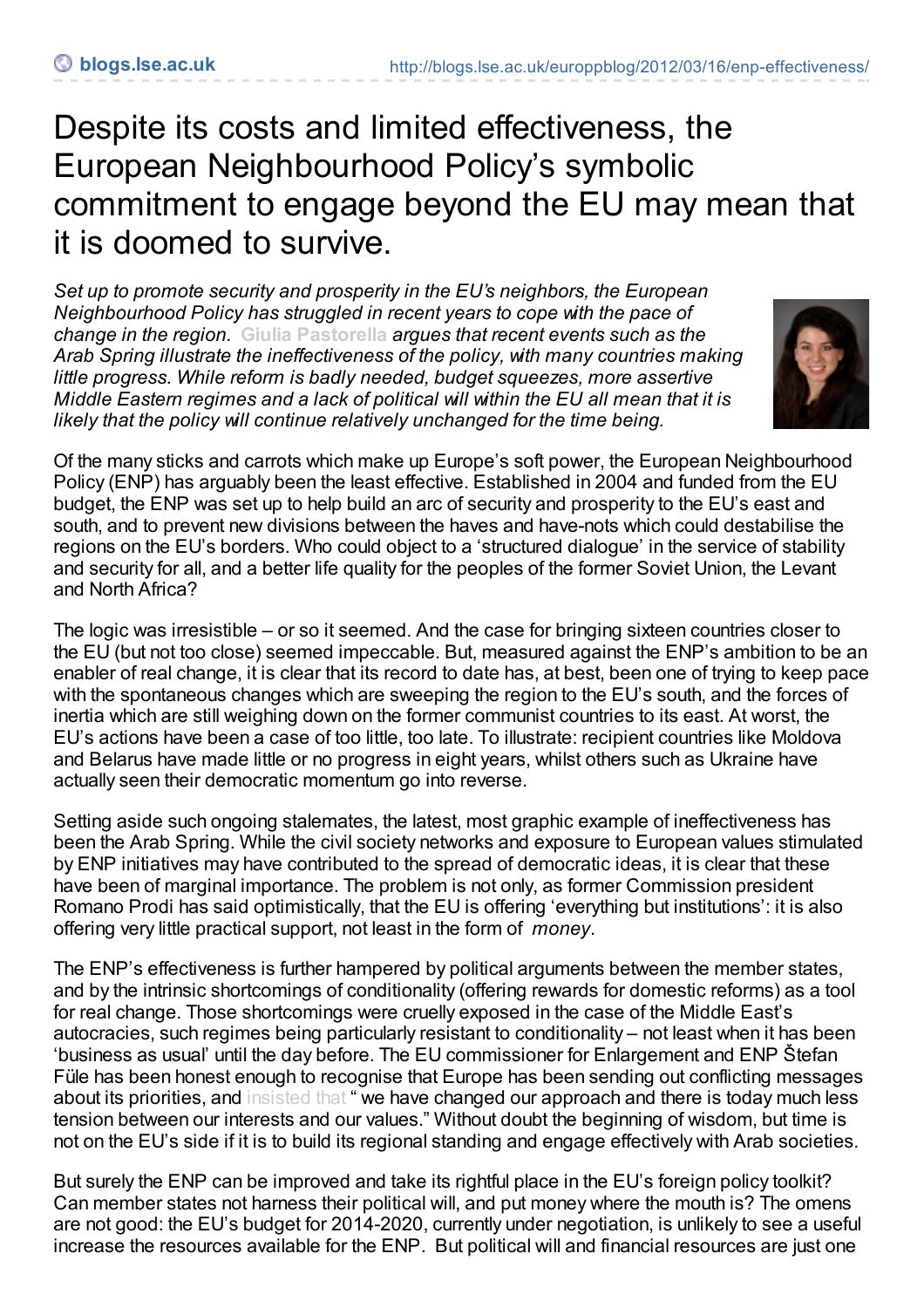# Despite its costs and limited effectiveness, the European Neighbourhood Policy's symbolic commitment to engage beyond the EU may mean that it is doomed to survive.

*Set up to promote security and prosperity in the EU's neighbors, the European Neighbourhood Policy has struggled in recent years to cope with the pace of change in the region. Giulia Pastorella argues that recent events such as the Arab Spring illustrate the ineffectiveness of the policy, with many countries making little progress. While reform is badly needed, budget squeezes, more assertive Middle Eastern regimes and a lack of political will within the EU all mean that it is likely that the policy will continue relatively unchanged for the time being.*

Of the many sticks and carrots which make up Europe's soft power, the European Neighbourhood Policy (ENP) has arguably been the least effective. Established in 2004 and funded from the EU budget, the ENP was set up to help build an arc of security and prosperity to the EU's east and south, and to prevent new divisions between the haves and have-nots which could destabilise the regions on the EU's borders. Who could object to a 'structured dialogue' in the service of stability and security for all, and a better life quality for the peoples of the former Soviet Union, the Levant and North Africa?

The logic was irresistible – or so it seemed. And the case for bringing sixteen countries closer to the EU (but not too close) seemed impeccable. But, measured against the ENP's ambition to be an enabler of real change, it is clear that its record to date has, at best, been one of trying to keep pace with the spontaneous changes which are sweeping the region to the EU's south, and the forces of inertia which are still weighing down on the former communist countries to its east. At worst, the EU's actions have been a case of too little, too late. To illustrate: recipient countries like Moldova and Belarus have made little or no progress in eight years, whilst others such as Ukraine have actually seen their democratic momentum go into reverse.

Setting aside such ongoing stalemates, the latest, most graphic example of ineffectiveness has been the Arab Spring. While the civil society networks and exposure to European values stimulated by ENP initiatives may have contributed to the spread of democratic ideas, it is clear that these have been of marginal importance. The problem is not only, as former Commission president Romano Prodi has said optimistically, that the EU is offering 'everything but institutions': it is also offering very little practical support, not least in the form of *money*.

The ENP's effectiveness is further hampered by political arguments between the member states, and by the intrinsic shortcomings of conditionality (offering rewards for domestic reforms) as a tool for real change. Those shortcomings were cruelly exposed in the case of the Middle East's autocracies, such regimes being particularly resistant to conditionality – not least when it has been 'business as usual' until the day before. The EU commissioner for Enlargement and ENP Štefan Füle has been honest enough to recognise that Europe has been sending out conflicting messages about its priorities, and insisted that " we have changed our approach and there is today much less tension between our interests and our values." Without doubt the beginning of wisdom, but time is not on the EU's side if it is to build its regional standing and engage effectively with Arab societies.

But surely the ENP can be improved and take its rightful place in the EU's foreign policy toolkit? Can member states not harness their political will, and put money where the mouth is? The omens are not good: the EU's budget for 2014-2020, currently under negotiation, is unlikely to see a useful increase the resources available for the ENP. But political will and financial resources are just one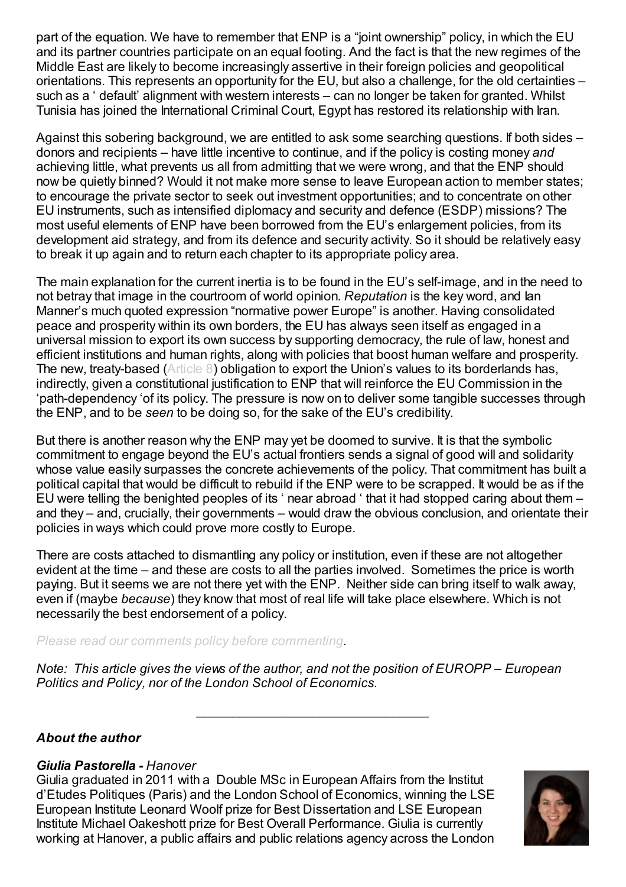part of the equation. We have to remember that ENP is a "joint ownership" policy, in which the EU and its partner countries participate on an equal footing. And the fact is that the new regimes of the Middle East are likely to become increasingly assertive in their foreign policies and geopolitical orientations. This represents an opportunity for the EU, but also a challenge, for the old certainties – such as a ' default' alignment with western interests – can no longer be taken for granted. Whilst Tunisia has joined the International Criminal Court, Egypt has restored its relationship with Iran.

Against this sobering background, we are entitled to ask some searching questions. If both sides – donors and recipients – have little incentive to continue, and if the policy is costing money *and* achieving little, what prevents us all from admitting that we were wrong, and that the ENP should now be quietly binned? Would it not make more sense to leave European action to member states; to encourage the private sector to seek out investment opportunities; and to concentrate on other EU instruments, such as intensified diplomacy and security and defence (ESDP) missions? The most useful elements of ENP have been borrowed from the EU's enlargement policies, from its development aid strategy, and from its defence and security activity. So it should be relatively easy to break it up again and to return each chapter to its appropriate policy area.

The main explanation for the current inertia is to be found in the EU's self-image, and in the need to not betray that image in the courtroom of world opinion. *Reputation* is the key word, and Ian Manner's much quoted expression "normative power Europe" is another. Having consolidated peace and prosperity within its own borders, the EU has always seen itself as engaged in a universal mission to export its own success by supporting democracy, the rule of law, honest and efficient institutions and human rights, along with policies that boost human welfare and prosperity. The new, treaty-based (Article 8) obligation to export the Union's values to its borderlands has, indirectly, given a constitutional justification to ENP that will reinforce the EU Commission in the 'path-dependency 'of its policy. The pressure is now on to deliver some tangible successes through the ENP, and to be *seen* to be doing so, for the sake of the EU's credibility.

But there is another reason why the ENP may yet be doomed to survive. It is that the symbolic commitment to engage beyond the EU's actual frontiers sends a signal of good will and solidarity whose value easily surpasses the concrete achievements of the policy. That commitment has built a political capital that would be difficult to rebuild if the ENP were to be scrapped. It would be as if the EU were telling the benighted peoples of its ' near abroad ' that it had stopped caring about them – and they – and, crucially, their governments – would draw the obvious conclusion, and orientate their policies in ways which could prove more costly to Europe.

There are costs attached to dismantling any policy or institution, even if these are not altogether evident at the time – and these are costs to all the parties involved. Sometimes the price is worth paying. But it seems we are not there yet with the ENP. Neither side can bring itself to walk away, even if (maybe *because*) they know that most of real life will take place elsewhere. Which is not necessarily the best endorsement of a policy.

*Please read our comments policy before commenting.*

*Note: This article gives the views of the author, and not the position of EUROPP – European Politics and Policy, nor of the London School of Economics.*

---

### *About the author*

***Giulia Pastorella** - Hanover*

Giulia graduated in 2011 with a Double MSc in European Affairs from the Institut d'Etudes Politiques (Paris) and the London School of Economics, winning the LSE European Institute Leonard Woolf prize for Best Dissertation and LSE European Institute Michael Oakeshott prize for Best Overall Performance. Giulia is currently working at Hanover, a public affairs and public relations agency across the London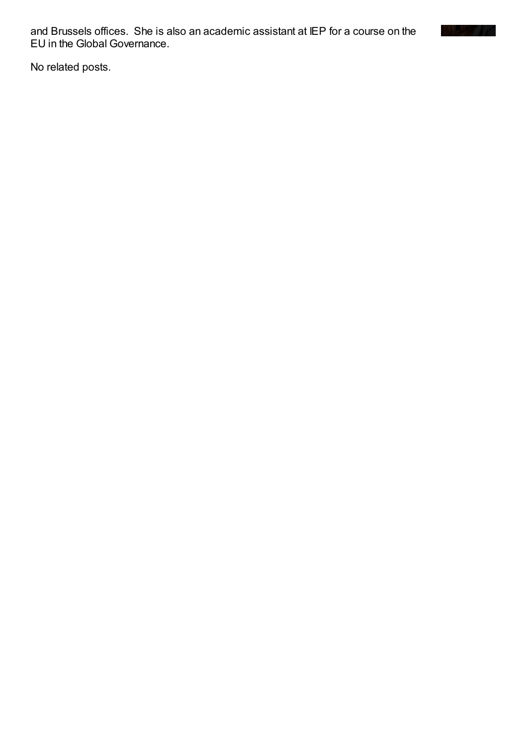and Brussels offices. She is also an academic assistant at IEP for a course on the EU in the Global Governance.

No related posts.